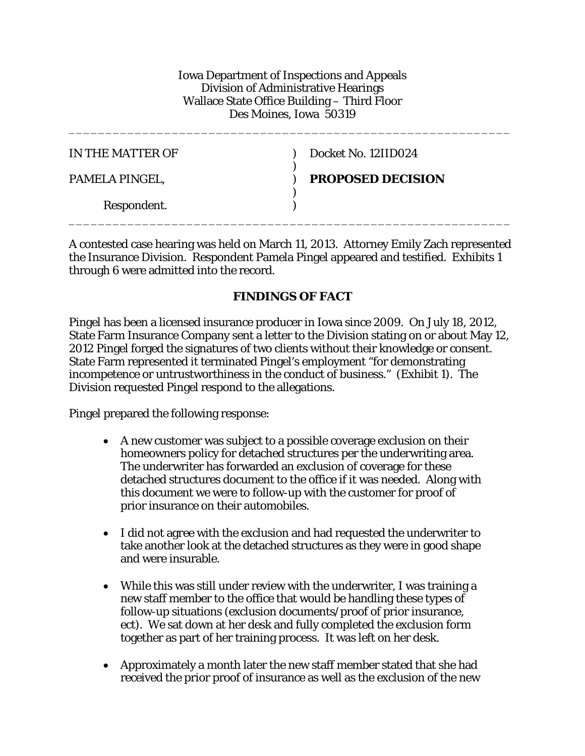Iowa Department of Inspections and Appeals
Division of Administrative Hearings
Wallace State Office Building – Third Floor
Des Moines, Iowa 50319

---

| | | |
|---|---|---|
| IN THE MATTER OF | ) | Docket No. 12IID024 |
| | ) | |
| PAMELA PINGEL, | ) | **PROPOSED DECISION** |
| | ) | |
| Respondent. | ) | |

---

A contested case hearing was held on March 11, 2013. Attorney Emily Zach represented the Insurance Division. Respondent Pamela Pingel appeared and testified. Exhibits 1 through 6 were admitted into the record.

## FINDINGS OF FACT

Pingel has been a licensed insurance producer in Iowa since 2009. On July 18, 2012, State Farm Insurance Company sent a letter to the Division stating on or about May 12, 2012 Pingel forged the signatures of two clients without their knowledge or consent. State Farm represented it terminated Pingel's employment "for demonstrating incompetence or untrustworthiness in the conduct of business." (Exhibit 1). The Division requested Pingel respond to the allegations.

Pingel prepared the following response:

- A new customer was subject to a possible coverage exclusion on their homeowners policy for detached structures per the underwriting area. The underwriter has forwarded an exclusion of coverage for these detached structures document to the office if it was needed. Along with this document we were to follow-up with the customer for proof of prior insurance on their automobiles.

- I did not agree with the exclusion and had requested the underwriter to take another look at the detached structures as they were in good shape and were insurable.

- While this was still under review with the underwriter, I was training a new staff member to the office that would be handling these types of follow-up situations (exclusion documents/proof of prior insurance, ect). We sat down at her desk and fully completed the exclusion form together as part of her training process. It was left on her desk.

- Approximately a month later the new staff member stated that she had received the prior proof of insurance as well as the exclusion of the new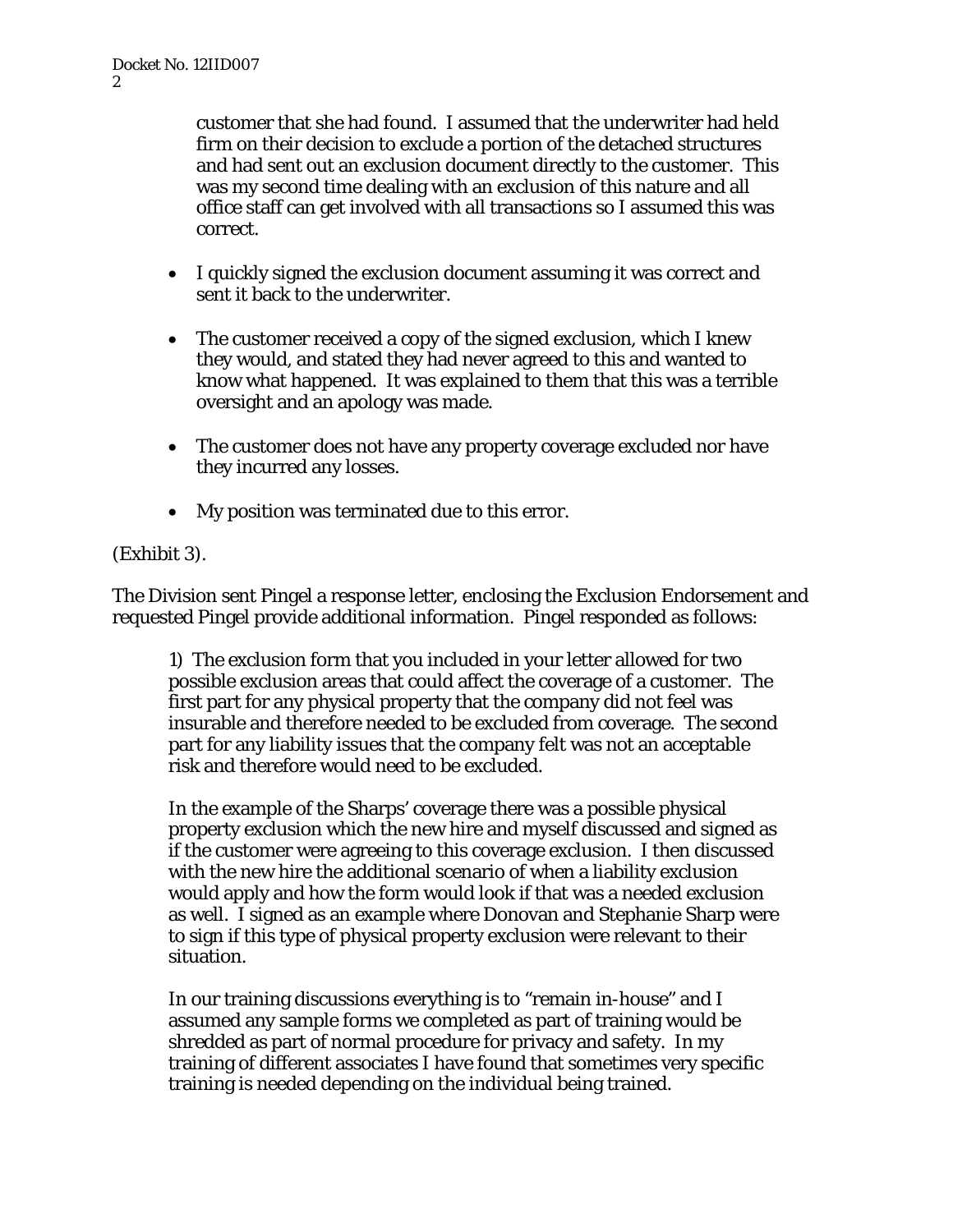> customer that she had found. I assumed that the underwriter had held firm on their decision to exclude a portion of the detached structures and had sent out an exclusion document directly to the customer. This was my second time dealing with an exclusion of this nature and all office staff can get involved with all transactions so I assumed this was correct.
>
> - I quickly signed the exclusion document assuming it was correct and sent it back to the underwriter.
> - The customer received a copy of the signed exclusion, which I knew they would, and stated they had never agreed to this and wanted to know what happened. It was explained to them that this was a terrible oversight and an apology was made.
> - The customer does not have any property coverage excluded nor have they incurred any losses.
> - My position was terminated due to this error.

(Exhibit 3).

The Division sent Pingel a response letter, enclosing the Exclusion Endorsement and requested Pingel provide additional information. Pingel responded as follows:

> 1) The exclusion form that you included in your letter allowed for two possible exclusion areas that could affect the coverage of a customer. The first part for any physical property that the company did not feel was insurable and therefore needed to be excluded from coverage. The second part for any liability issues that the company felt was not an acceptable risk and therefore would need to be excluded.
>
> In the example of the Sharps' coverage there was a possible physical property exclusion which the new hire and myself discussed and signed as if the customer were agreeing to this coverage exclusion. I then discussed with the new hire the additional scenario of when a liability exclusion would apply and how the form would look if that was a needed exclusion as well. I signed as an example where Donovan and Stephanie Sharp were to sign if this type of physical property exclusion were relevant to their situation.
>
> In our training discussions everything is to "remain in-house" and I assumed any sample forms we completed as part of training would be shredded as part of normal procedure for privacy and safety. In my training of different associates I have found that sometimes very specific training is needed depending on the individual being trained.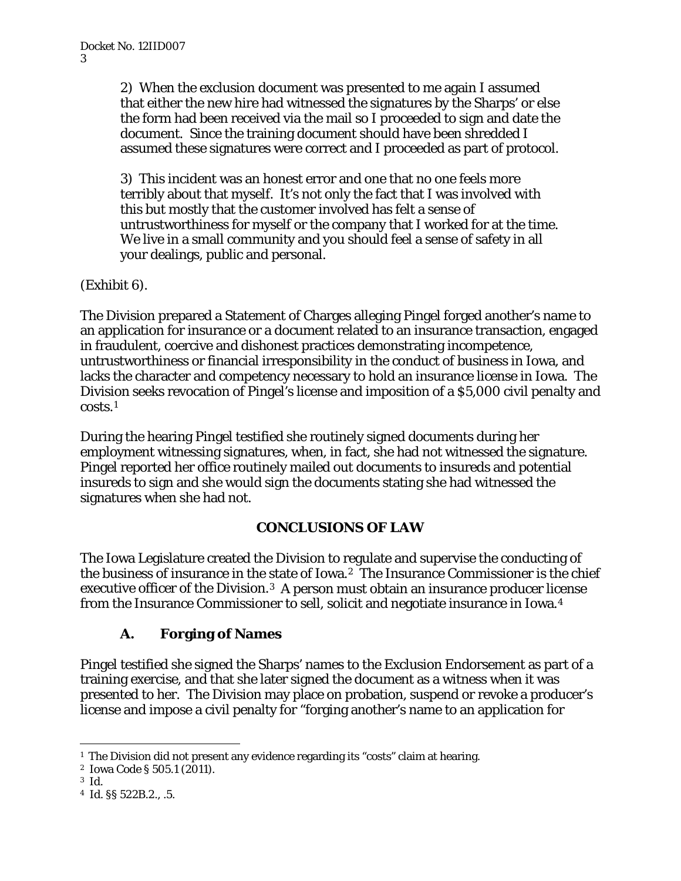> 2) When the exclusion document was presented to me again I assumed that either the new hire had witnessed the signatures by the Sharps' or else the form had been received via the mail so I proceeded to sign and date the document. Since the training document should have been shredded I assumed these signatures were correct and I proceeded as part of protocol.
>
> 3) This incident was an honest error and one that no one feels more terribly about that myself. It's not only the fact that I was involved with this but mostly that the customer involved has felt a sense of untrustworthiness for myself or the company that I worked for at the time. We live in a small community and you should feel a sense of safety in all your dealings, public and personal.

(Exhibit 6).

The Division prepared a Statement of Charges alleging Pingel forged another's name to an application for insurance or a document related to an insurance transaction, engaged in fraudulent, coercive and dishonest practices demonstrating incompetence, untrustworthiness or financial irresponsibility in the conduct of business in Iowa, and lacks the character and competency necessary to hold an insurance license in Iowa. The Division seeks revocation of Pingel's license and imposition of a $5,000 civil penalty and costs.[1]

During the hearing Pingel testified she routinely signed documents during her employment witnessing signatures, when, in fact, she had not witnessed the signature. Pingel reported her office routinely mailed out documents to insureds and potential insureds to sign and she would sign the documents stating she had witnessed the signatures when she had not.

## CONCLUSIONS OF LAW

The Iowa Legislature created the Division to regulate and supervise the conducting of the business of insurance in the state of Iowa.[2] The Insurance Commissioner is the chief executive officer of the Division.[3] A person must obtain an insurance producer license from the Insurance Commissioner to sell, solicit and negotiate insurance in Iowa.[4]

### A. Forging of Names

Pingel testified she signed the Sharps' names to the Exclusion Endorsement as part of a training exercise, and that she later signed the document as a witness when it was presented to her. The Division may place on probation, suspend or revoke a producer's license and impose a civil penalty for "forging another's name to an application for

---

[1] The Division did not present any evidence regarding its "costs" claim at hearing.

[2] Iowa Code § 505.1 (2011).

[3] Id.

[4] Id. §§ 522B.2., .5.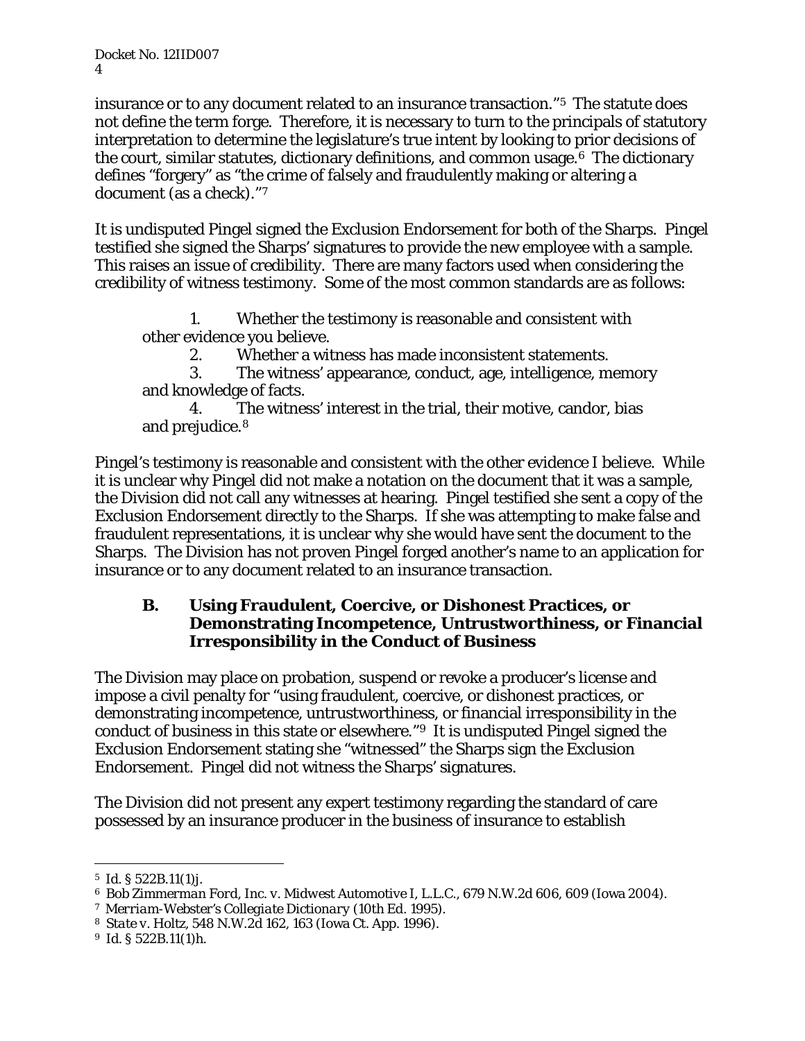insurance or to any document related to an insurance transaction."[5] The statute does not define the term forge. Therefore, it is necessary to turn to the principals of statutory interpretation to determine the legislature's true intent by looking to prior decisions of the court, similar statutes, dictionary definitions, and common usage.[6] The dictionary defines "forgery" as "the crime of falsely and fraudulently making or altering a document (as a check)."[7]

It is undisputed Pingel signed the Exclusion Endorsement for both of the Sharps. Pingel testified she signed the Sharps' signatures to provide the new employee with a sample. This raises an issue of credibility. There are many factors used when considering the credibility of witness testimony. Some of the most common standards are as follows:

> 1. Whether the testimony is reasonable and consistent with other evidence you believe.
> 2. Whether a witness has made inconsistent statements.
> 3. The witness' appearance, conduct, age, intelligence, memory and knowledge of facts.
> 4. The witness' interest in the trial, their motive, candor, bias and prejudice.[8]

Pingel's testimony is reasonable and consistent with the other evidence I believe. While it is unclear why Pingel did not make a notation on the document that it was a sample, the Division did not call any witnesses at hearing. Pingel testified she sent a copy of the Exclusion Endorsement directly to the Sharps. If she was attempting to make false and fraudulent representations, it is unclear why she would have sent the document to the Sharps. The Division has not proven Pingel forged another's name to an application for insurance or to any document related to an insurance transaction.

### B. Using Fraudulent, Coercive, or Dishonest Practices, or Demonstrating Incompetence, Untrustworthiness, or Financial Irresponsibility in the Conduct of Business

The Division may place on probation, suspend or revoke a producer's license and impose a civil penalty for "using fraudulent, coercive, or dishonest practices, or demonstrating incompetence, untrustworthiness, or financial irresponsibility in the conduct of business in this state or elsewhere."[9] It is undisputed Pingel signed the Exclusion Endorsement stating she "witnessed" the Sharps sign the Exclusion Endorsement. Pingel did not witness the Sharps' signatures.

The Division did not present any expert testimony regarding the standard of care possessed by an insurance producer in the business of insurance to establish

---

[5] *Id.* § 522B.11(1)j.

[6] *Bob Zimmerman Ford, Inc. v. Midwest Automotive I, L.L.C.*, 679 N.W.2d 606, 609 (Iowa 2004).

[7] *Merriam-Webster's Collegiate Dictionary* (10th Ed. 1995).

[8] *State v. Holtz*, 548 N.W.2d 162, 163 (Iowa Ct. App. 1996).

[9] *Id.* § 522B.11(1)h.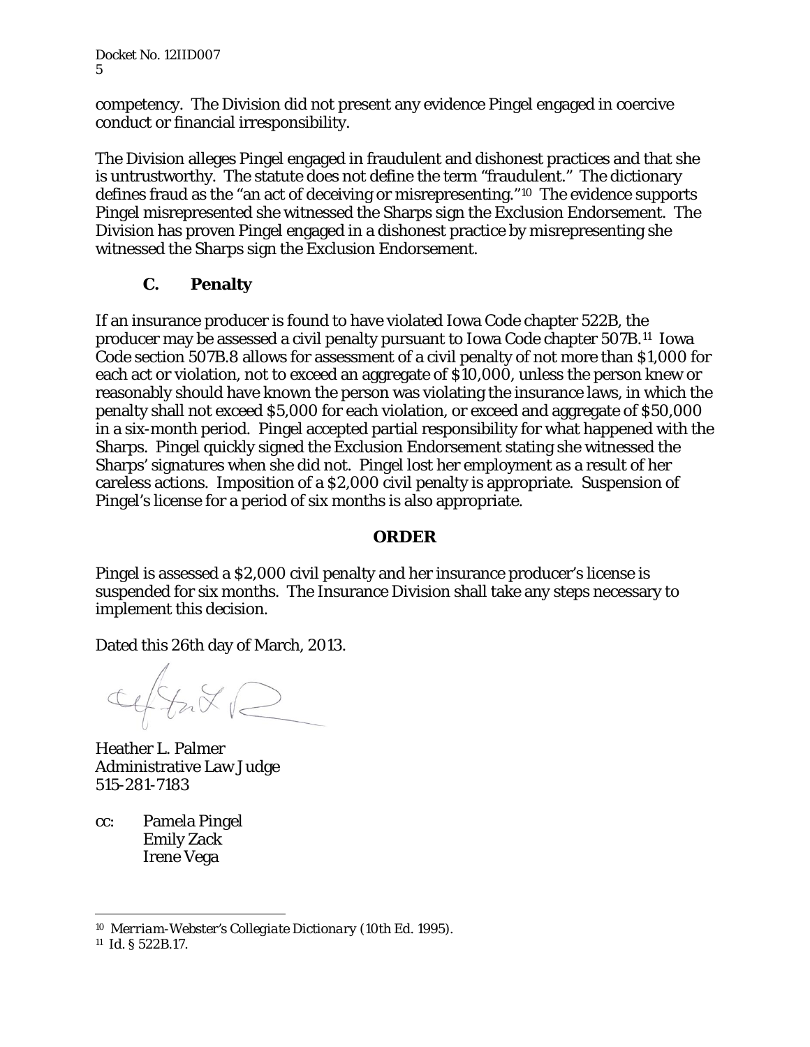competency. The Division did not present any evidence Pingel engaged in coercive conduct or financial irresponsibility.

The Division alleges Pingel engaged in fraudulent and dishonest practices and that she is untrustworthy. The statute does not define the term "fraudulent." The dictionary defines fraud as the "an act of deceiving or misrepresenting."[10] The evidence supports Pingel misrepresented she witnessed the Sharps sign the Exclusion Endorsement. The Division has proven Pingel engaged in a dishonest practice by misrepresenting she witnessed the Sharps sign the Exclusion Endorsement.

### C. Penalty

If an insurance producer is found to have violated Iowa Code chapter 522B, the producer may be assessed a civil penalty pursuant to Iowa Code chapter 507B.[11] Iowa Code section 507B.8 allows for assessment of a civil penalty of not more than $1,000 for each act or violation, not to exceed an aggregate of $10,000, unless the person knew or reasonably should have known the person was violating the insurance laws, in which the penalty shall not exceed $5,000 for each violation, or exceed and aggregate of $50,000 in a six-month period. Pingel accepted partial responsibility for what happened with the Sharps. Pingel quickly signed the Exclusion Endorsement stating she witnessed the Sharps' signatures when she did not. Pingel lost her employment as a result of her careless actions. Imposition of a $2,000 civil penalty is appropriate. Suspension of Pingel's license for a period of six months is also appropriate.

## ORDER

Pingel is assessed a $2,000 civil penalty and her insurance producer's license is suspended for six months. The Insurance Division shall take any steps necessary to implement this decision.

Dated this 26th day of March, 2013.

Heather L. Palmer
Administrative Law Judge
515-281-7183

cc: Pamela Pingel
Emily Zack
Irene Vega

---

[10] *Merriam-Webster's Collegiate Dictionary* (10th Ed. 1995).

[11] *Id.* § 522B.17.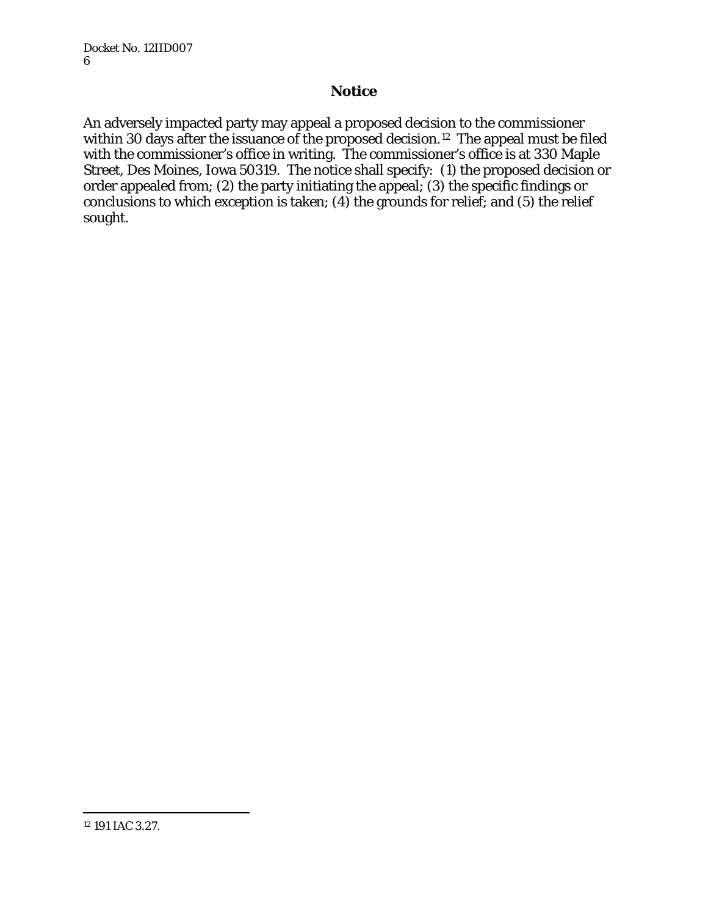## Notice

An adversely impacted party may appeal a proposed decision to the commissioner within 30 days after the issuance of the proposed decision.[12] The appeal must be filed with the commissioner's office in writing. The commissioner's office is at 330 Maple Street, Des Moines, Iowa 50319. The notice shall specify: (1) the proposed decision or order appealed from; (2) the party initiating the appeal; (3) the specific findings or conclusions to which exception is taken; (4) the grounds for relief; and (5) the relief sought.

---

[12] 191 IAC 3.27.